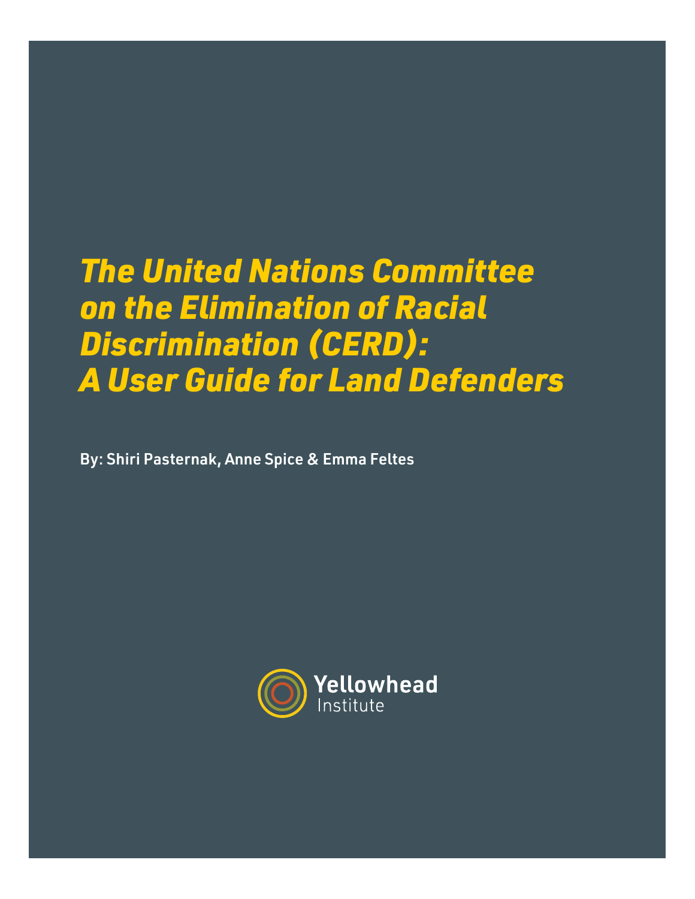# *The United Nations Committee on the Elimination of Racial Discrimination (CERD): A User Guide for Land Defenders*

**By: Shiri Pasternak, Anne Spice & Emma Feltes**

Yellowhead Institute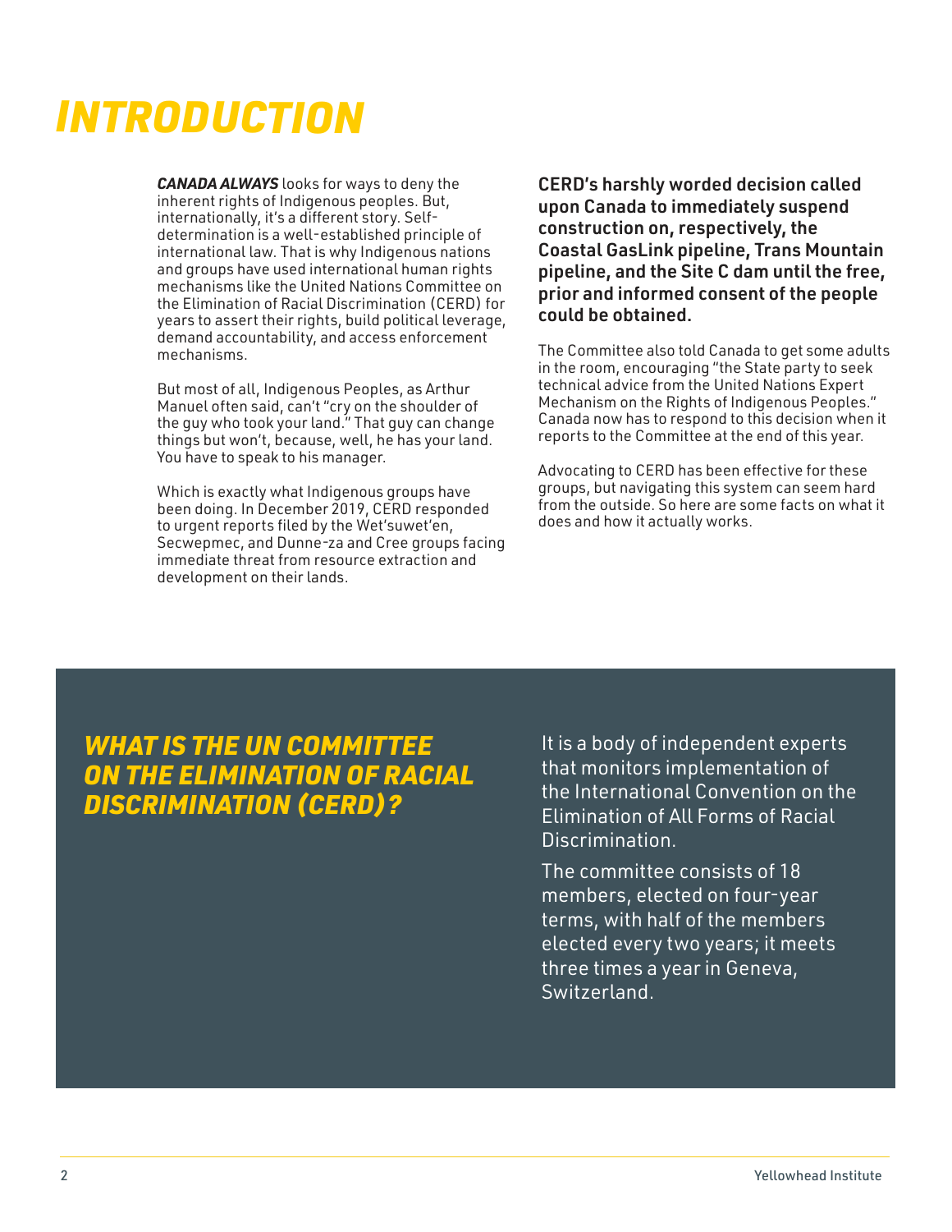# *INTRODUCTION*

***CANADA ALWAYS*** looks for ways to deny the inherent rights of Indigenous peoples. But, internationally, it's a different story. Self-determination is a well-established principle of international law. That is why Indigenous nations and groups have used international human rights mechanisms like the United Nations Committee on the Elimination of Racial Discrimination (CERD) for years to assert their rights, build political leverage, demand accountability, and access enforcement mechanisms.

But most of all, Indigenous Peoples, as Arthur Manuel often said, can't "cry on the shoulder of the guy who took your land." That guy can change things but won't, because, well, he has your land. You have to speak to his manager.

Which is exactly what Indigenous groups have been doing. In December 2019, CERD responded to urgent reports filed by the Wet'suwet'en, Secwepmec, and Dunne-za and Cree groups facing immediate threat from resource extraction and development on their lands.

**CERD's harshly worded decision called upon Canada to immediately suspend construction on, respectively, the Coastal GasLink pipeline, Trans Mountain pipeline, and the Site C dam until the free, prior and informed consent of the people could be obtained.**

The Committee also told Canada to get some adults in the room, encouraging "the State party to seek technical advice from the United Nations Expert Mechanism on the Rights of Indigenous Peoples." Canada now has to respond to this decision when it reports to the Committee at the end of this year.

Advocating to CERD has been effective for these groups, but navigating this system can seem hard from the outside. So here are some facts on what it does and how it actually works.

## *WHAT IS THE UN COMMITTEE ON THE ELIMINATION OF RACIAL DISCRIMINATION (CERD)?*

It is a body of independent experts that monitors implementation of the International Convention on the Elimination of All Forms of Racial Discrimination.

The committee consists of 18 members, elected on four-year terms, with half of the members elected every two years; it meets three times a year in Geneva, Switzerland.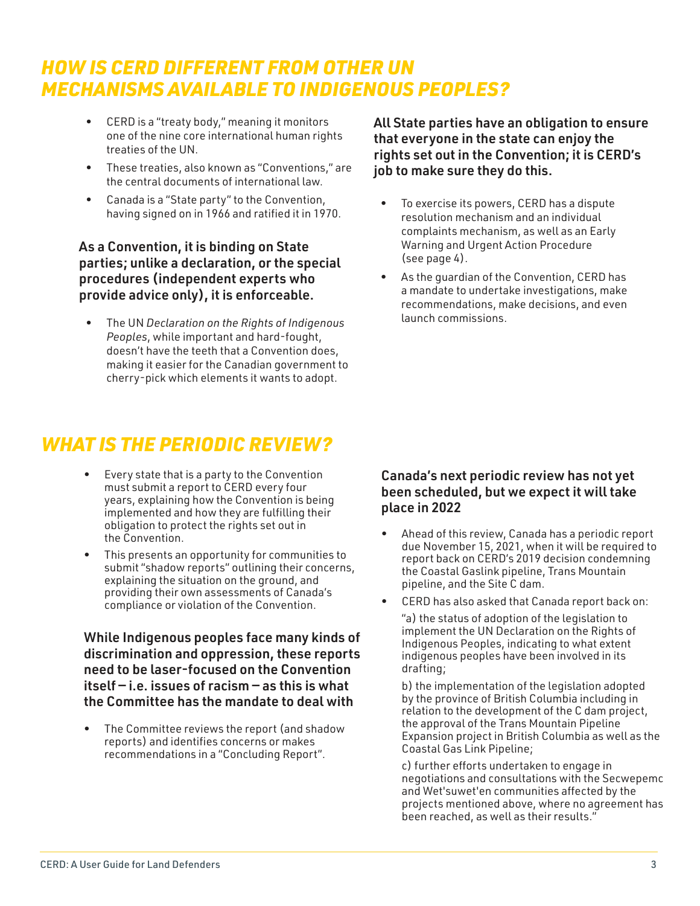## *HOW IS CERD DIFFERENT FROM OTHER UN MECHANISMS AVAILABLE TO INDIGENOUS PEOPLES?*

- CERD is a "treaty body," meaning it monitors one of the nine core international human rights treaties of the UN.
- These treaties, also known as "Conventions," are the central documents of international law.
- Canada is a "State party" to the Convention, having signed on in 1966 and ratified it in 1970.

**As a Convention, it is binding on State parties; unlike a declaration, or the special procedures (independent experts who provide advice only), it is enforceable.**

- The UN *Declaration on the Rights of Indigenous Peoples*, while important and hard-fought, doesn't have the teeth that a Convention does, making it easier for the Canadian government to cherry-pick which elements it wants to adopt.

**All State parties have an obligation to ensure that everyone in the state can enjoy the rights set out in the Convention; it is CERD's job to make sure they do this.**

- To exercise its powers, CERD has a dispute resolution mechanism and an individual complaints mechanism, as well as an Early Warning and Urgent Action Procedure (see page 4).
- As the guardian of the Convention, CERD has a mandate to undertake investigations, make recommendations, make decisions, and even launch commissions.

## *WHAT IS THE PERIODIC REVIEW?*

- Every state that is a party to the Convention must submit a report to CERD every four years, explaining how the Convention is being implemented and how they are fulfilling their obligation to protect the rights set out in the Convention.
- This presents an opportunity for communities to submit "shadow reports" outlining their concerns, explaining the situation on the ground, and providing their own assessments of Canada's compliance or violation of the Convention.

**While Indigenous peoples face many kinds of discrimination and oppression, these reports need to be laser-focused on the Convention itself – i.e. issues of racism – as this is what the Committee has the mandate to deal with**

- The Committee reviews the report (and shadow reports) and identifies concerns or makes recommendations in a "Concluding Report".

**Canada's next periodic review has not yet been scheduled, but we expect it will take place in 2022**

- Ahead of this review, Canada has a periodic report due November 15, 2021, when it will be required to report back on CERD's 2019 decision condemning the Coastal Gaslink pipeline, Trans Mountain pipeline, and the Site C dam.
- CERD has also asked that Canada report back on:

  "a) the status of adoption of the legislation to implement the UN Declaration on the Rights of Indigenous Peoples, indicating to what extent indigenous peoples have been involved in its drafting;

  b) the implementation of the legislation adopted by the province of British Columbia including in relation to the development of the C dam project, the approval of the Trans Mountain Pipeline Expansion project in British Columbia as well as the Coastal Gas Link Pipeline;

  c) further efforts undertaken to engage in negotiations and consultations with the Secwepemc and Wet'suwet'en communities affected by the projects mentioned above, where no agreement has been reached, as well as their results."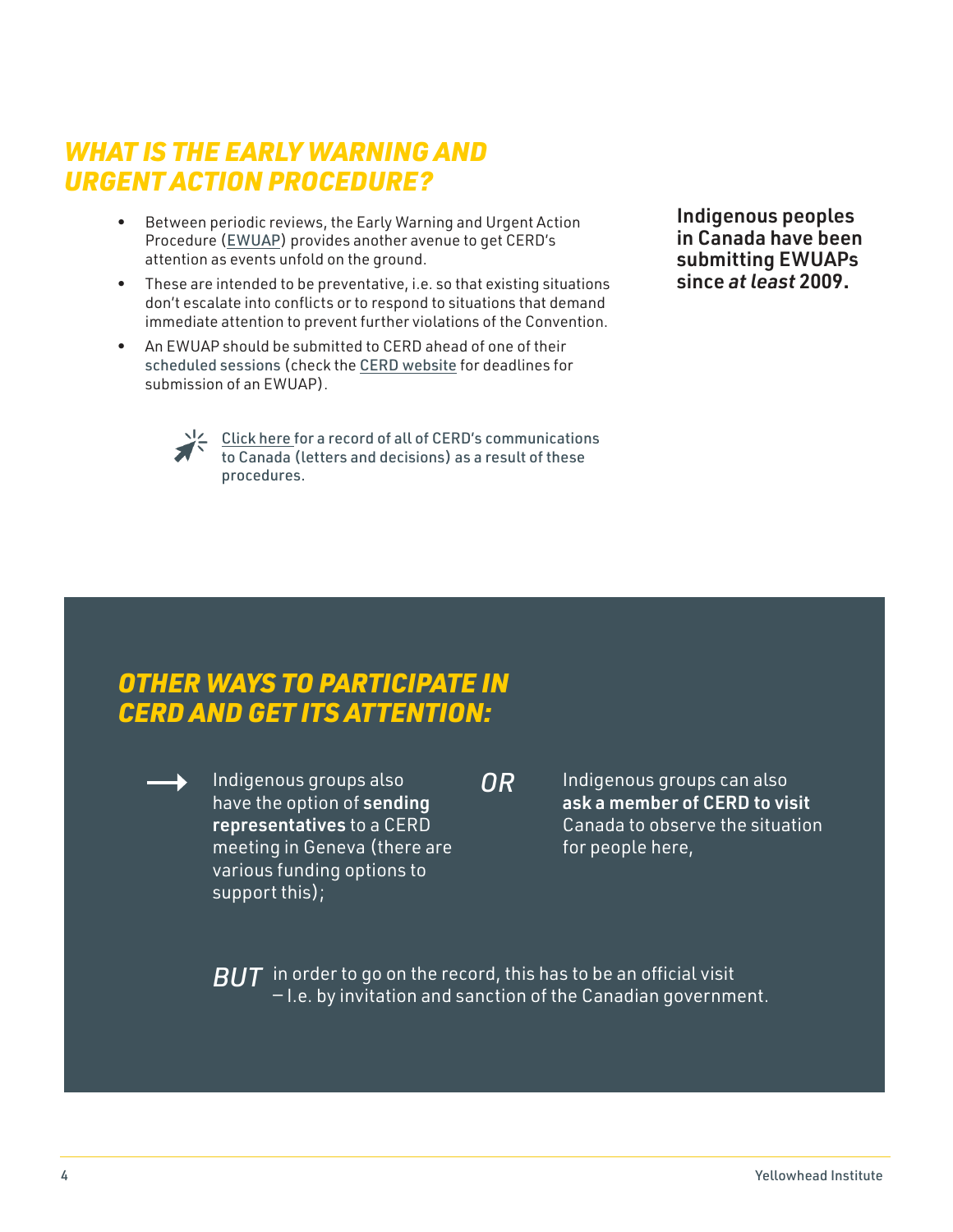## *WHAT IS THE EARLY WARNING AND URGENT ACTION PROCEDURE?*

- Between periodic reviews, the Early Warning and Urgent Action Procedure (EWUAP) provides another avenue to get CERD's attention as events unfold on the ground.
- These are intended to be preventative, i.e. so that existing situations don't escalate into conflicts or to respond to situations that demand immediate attention to prevent further violations of the Convention.
- An EWUAP should be submitted to CERD ahead of one of their scheduled sessions (check the CERD website for deadlines for submission of an EWUAP).

**Indigenous peoples in Canada have been submitting EWUAPs since *at least* 2009.**

Click here for a record of all of CERD's communications to Canada (letters and decisions) as a result of these procedures.

## *OTHER WAYS TO PARTICIPATE IN CERD AND GET ITS ATTENTION:*

→ Indigenous groups also have the option of **sending representatives** to a CERD meeting in Geneva (there are various funding options to support this);

*OR*

Indigenous groups can also **ask a member of CERD to visit** Canada to observe the situation for people here,

*BUT* in order to go on the record, this has to be an official visit – I.e. by invitation and sanction of the Canadian government.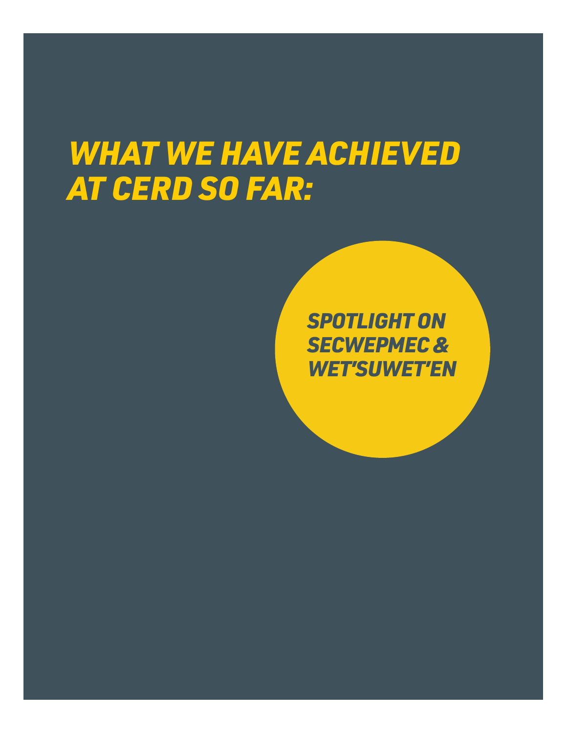# *WHAT WE HAVE ACHIEVED AT CERD SO FAR:*

## *SPOTLIGHT ON SECWEPMEC & WET'SUWET'EN*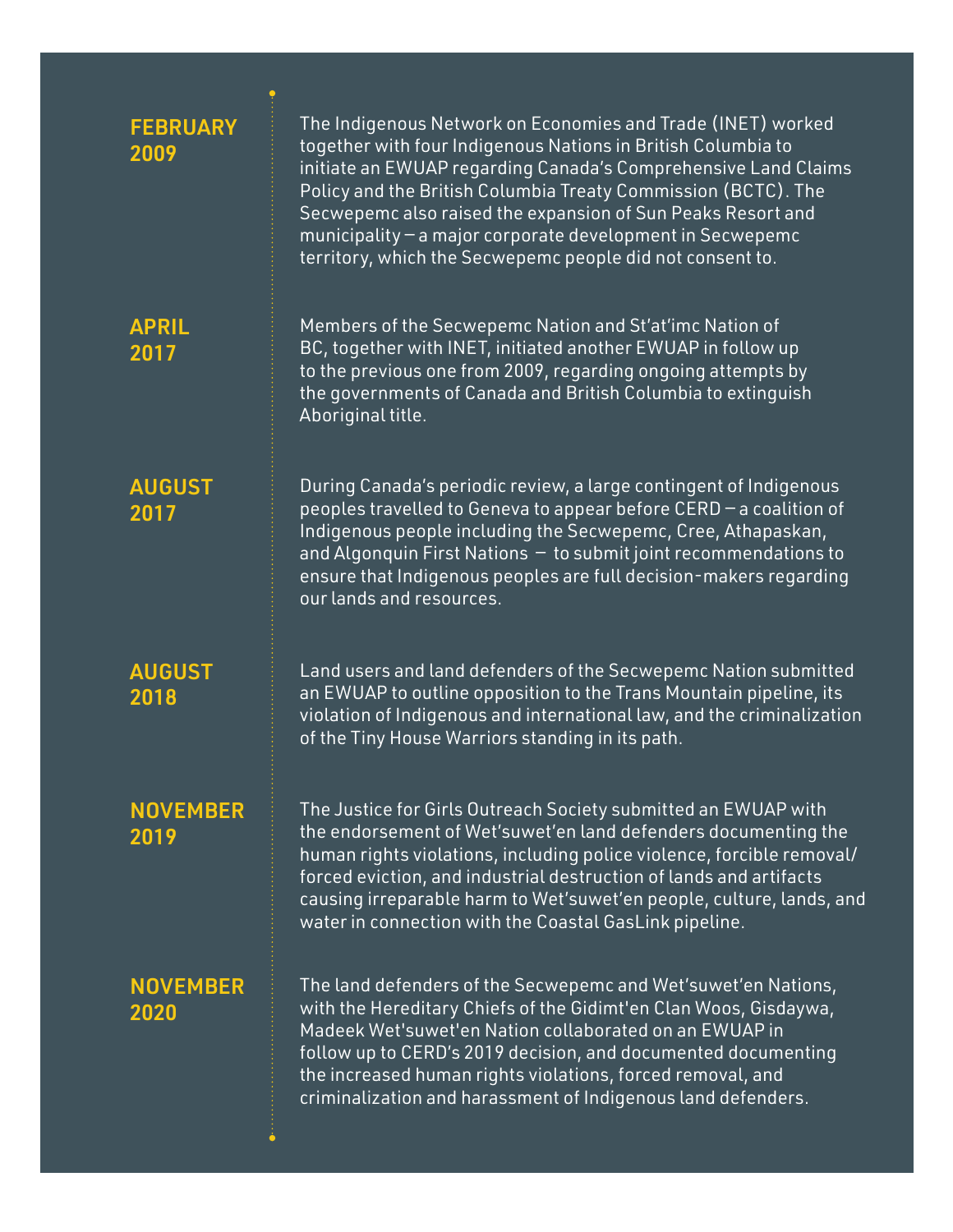**FEBRUARY 2009**

The Indigenous Network on Economies and Trade (INET) worked together with four Indigenous Nations in British Columbia to initiate an EWUAP regarding Canada's Comprehensive Land Claims Policy and the British Columbia Treaty Commission (BCTC). The Secwepemc also raised the expansion of Sun Peaks Resort and municipality – a major corporate development in Secwepemc territory, which the Secwepemc people did not consent to.

**APRIL 2017**

Members of the Secwepemc Nation and St'at'imc Nation of BC, together with INET, initiated another EWUAP in follow up to the previous one from 2009, regarding ongoing attempts by the governments of Canada and British Columbia to extinguish Aboriginal title.

**AUGUST 2017**

During Canada's periodic review, a large contingent of Indigenous peoples travelled to Geneva to appear before CERD – a coalition of Indigenous people including the Secwepemc, Cree, Athapaskan, and Algonquin First Nations – to submit joint recommendations to ensure that Indigenous peoples are full decision-makers regarding our lands and resources.

**AUGUST 2018**

Land users and land defenders of the Secwepemc Nation submitted an EWUAP to outline opposition to the Trans Mountain pipeline, its violation of Indigenous and international law, and the criminalization of the Tiny House Warriors standing in its path.

**NOVEMBER 2019**

The Justice for Girls Outreach Society submitted an EWUAP with the endorsement of Wet'suwet'en land defenders documenting the human rights violations, including police violence, forcible removal/forced eviction, and industrial destruction of lands and artifacts causing irreparable harm to Wet'suwet'en people, culture, lands, and water in connection with the Coastal GasLink pipeline.

**NOVEMBER 2020**

The land defenders of the Secwepemc and Wet'suwet'en Nations, with the Hereditary Chiefs of the Gidimt'en Clan Woos, Gisdaywa, Madeek Wet'suwet'en Nation collaborated on an EWUAP in follow up to CERD's 2019 decision, and documented documenting the increased human rights violations, forced removal, and criminalization and harassment of Indigenous land defenders.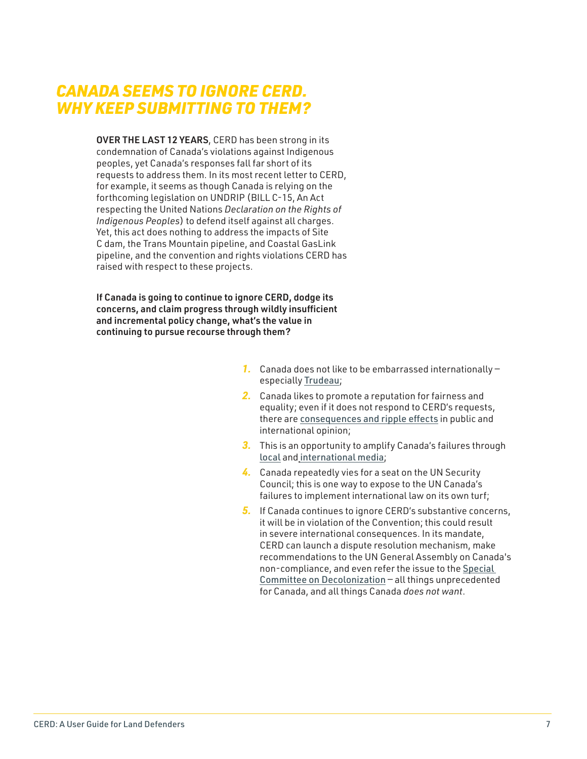# CANADA SEEMS TO IGNORE CERD. WHY KEEP SUBMITTING TO THEM?

**OVER THE LAST 12 YEARS**, CERD has been strong in its condemnation of Canada's violations against Indigenous peoples, yet Canada's responses fall far short of its requests to address them. In its most recent letter to CERD, for example, it seems as though Canada is relying on the forthcoming legislation on UNDRIP (BILL C-15, An Act respecting the United Nations *Declaration on the Rights of Indigenous Peoples*) to defend itself against all charges. Yet, this act does nothing to address the impacts of Site C dam, the Trans Mountain pipeline, and Coastal GasLink pipeline, and the convention and rights violations CERD has raised with respect to these projects.

**If Canada is going to continue to ignore CERD, dodge its concerns, and claim progress through wildly insufficient and incremental policy change, what's the value in continuing to pursue recourse through them?**

1. Canada does not like to be embarrassed internationally – especially Trudeau;
2. Canada likes to promote a reputation for fairness and equality; even if it does not respond to CERD's requests, there are consequences and ripple effects in public and international opinion;
3. This is an opportunity to amplify Canada's failures through local and international media;
4. Canada repeatedly vies for a seat on the UN Security Council; this is one way to expose to the UN Canada's failures to implement international law on its own turf;
5. If Canada continues to ignore CERD's substantive concerns, it will be in violation of the Convention; this could result in severe international consequences. In its mandate, CERD can launch a dispute resolution mechanism, make recommendations to the UN General Assembly on Canada's non-compliance, and even refer the issue to the Special Committee on Decolonization – all things unprecedented for Canada, and all things Canada *does not want*.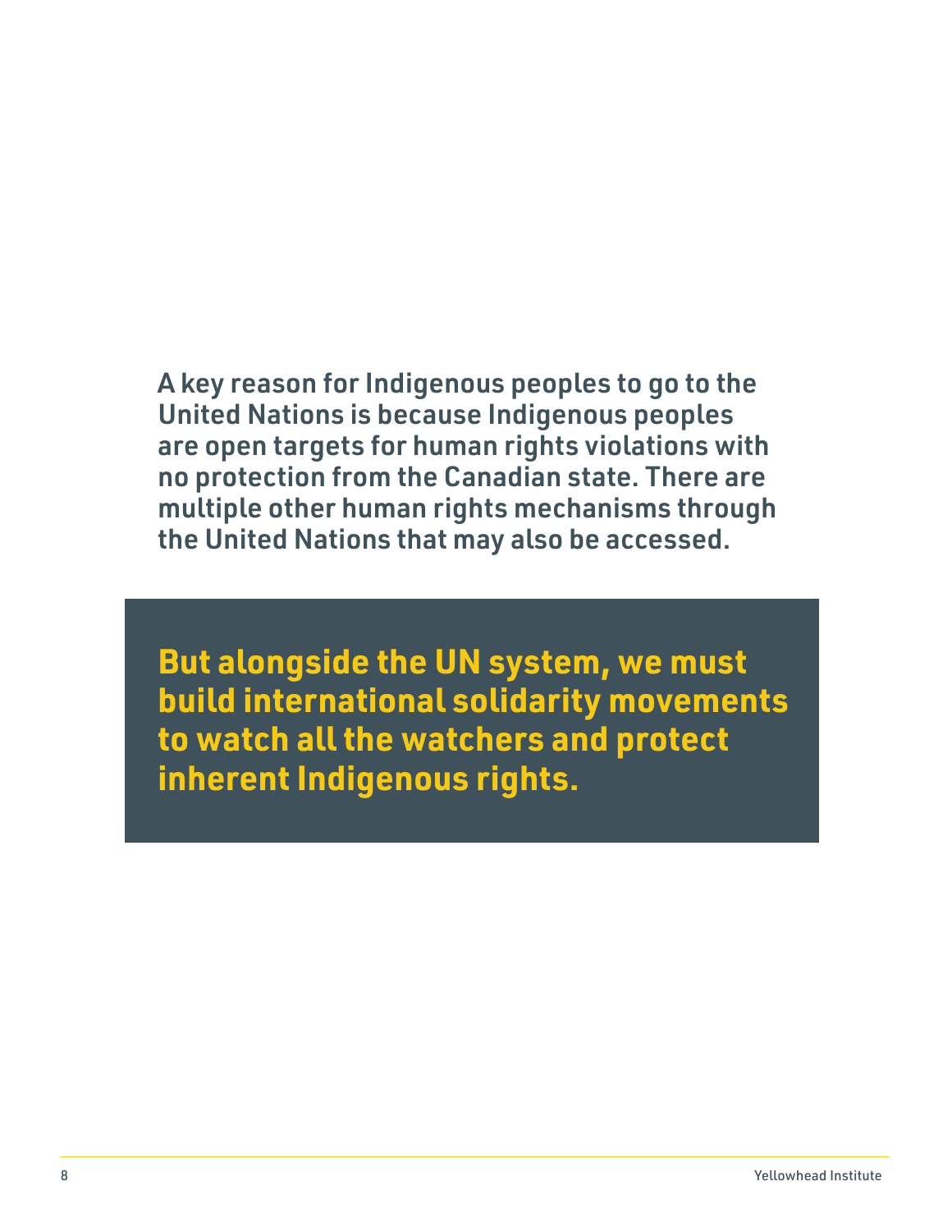**A key reason for Indigenous peoples to go to the United Nations is because Indigenous peoples are open targets for human rights violations with no protection from the Canadian state. There are multiple other human rights mechanisms through the United Nations that may also be accessed.**

**But alongside the UN system, we must build international solidarity movements to watch all the watchers and protect inherent Indigenous rights.**